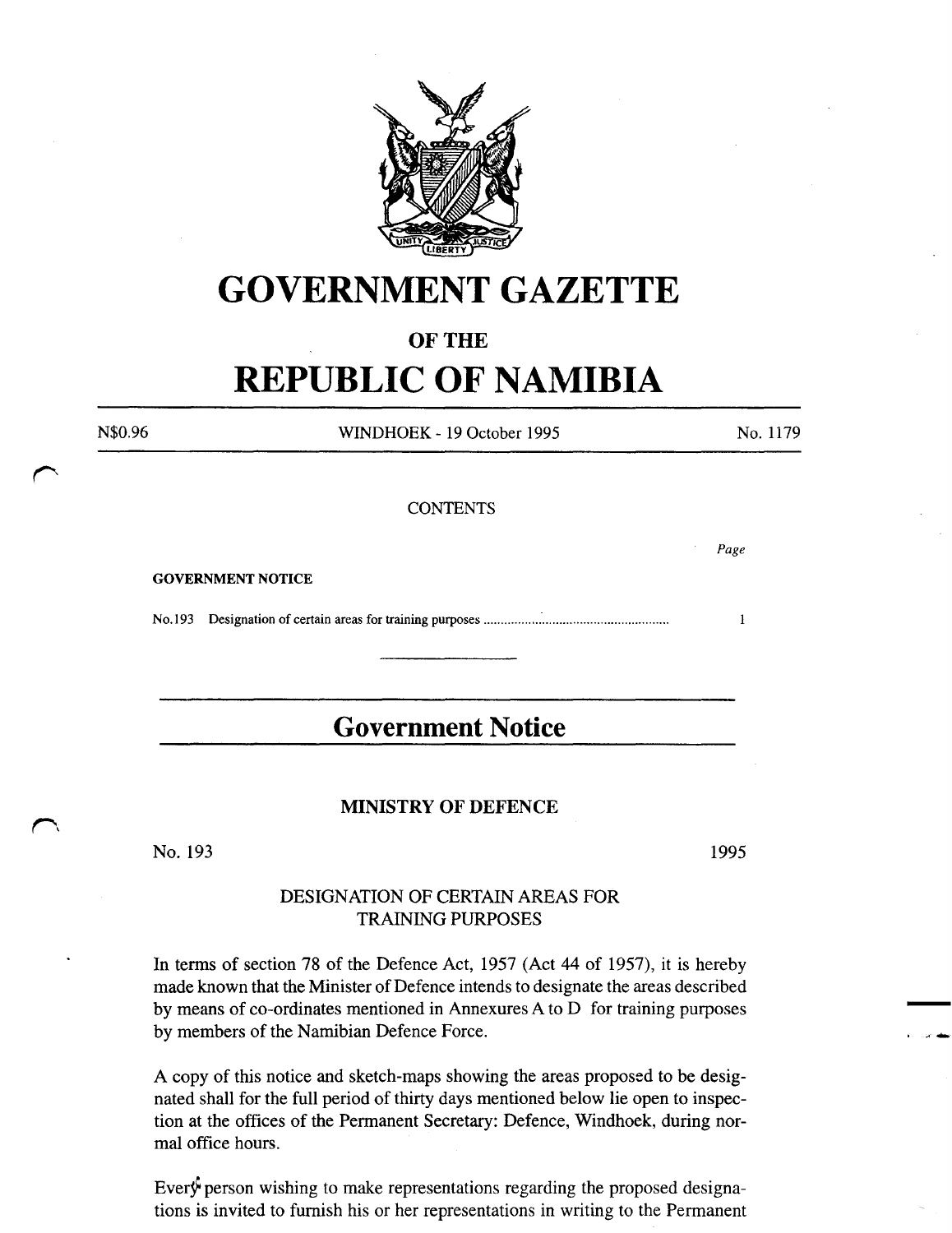# GOVERNMENT GAZETTE

## OF THE

# REPUBLIC OF NAMIBIA

N$0.96 WINDHOEK - 19 October 1995 No. 1179

CONTENTS

| | Page |
|---|---|
| **GOVERNMENT NOTICE** | |
| No. 193 Designation of certain areas for training purposes | 1 |

## Government Notice

### MINISTRY OF DEFENCE

No. 193 1995

### DESIGNATION OF CERTAIN AREAS FOR TRAINING PURPOSES

In terms of section 78 of the Defence Act, 1957 (Act 44 of 1957), it is hereby made known that the Minister of Defence intends to designate the areas described by means of co-ordinates mentioned in Annexures A to D for training purposes by members of the Namibian Defence Force.

A copy of this notice and sketch-maps showing the areas proposed to be designated shall for the full period of thirty days mentioned below lie open to inspection at the offices of the Permanent Secretary: Defence, Windhoek, during normal office hours.

Every person wishing to make representations regarding the proposed designations is invited to furnish his or her representations in writing to the Permanent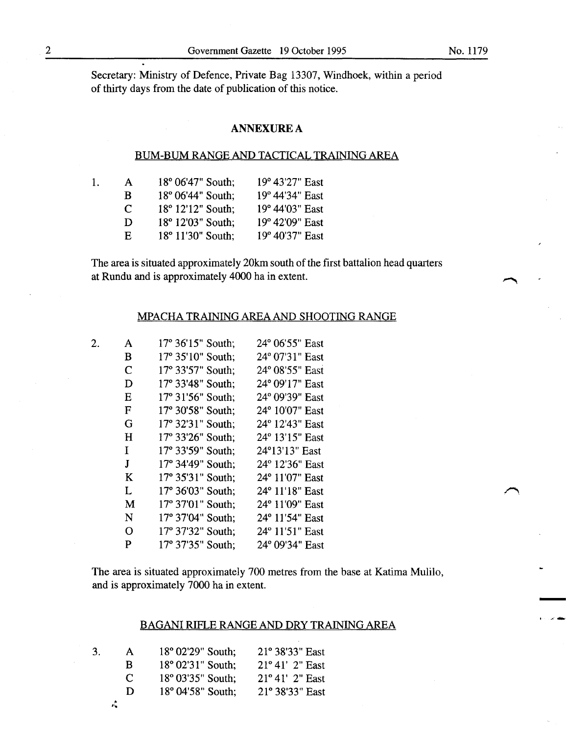Secretary: Ministry of Defence, Private Bag 13307, Windhoek, within a period of thirty days from the date of publication of this notice.

## ANNEXURE A

### BUM-BUM RANGE AND TACTICAL TRAINING AREA

| | | | |
|---|---|---|---|
| 1. | A | 18° 06'47" South; | 19° 43'27" East |
| | B | 18° 06'44" South; | 19° 44'34" East |
| | C | 18° 12'12" South; | 19° 44'03" East |
| | D | 18° 12'03" South; | 19° 42'09" East |
| | E | 18° 11'30" South; | 19° 40'37" East |

The area is situated approximately 20km south of the first battalion head quarters at Rundu and is approximately 4000 ha in extent.

### MPACHA TRAINING AREA AND SHOOTING RANGE

| | | | |
|---|---|---|---|
| 2. | A | 17° 36'15" South; | 24° 06'55" East |
| | B | 17° 35'10" South; | 24° 07'31" East |
| | C | 17° 33'57" South; | 24° 08'55" East |
| | D | 17° 33'48" South; | 24° 09'17" East |
| | E | 17° 31'56" South; | 24° 09'39" East |
| | F | 17° 30'58" South; | 24° 10'07" East |
| | G | 17° 32'31" South; | 24° 12'43" East |
| | H | 17° 33'26" South; | 24° 13'15" East |
| | I | 17° 33'59" South; | 24°13'13" East |
| | J | 17° 34'49" South; | 24° 12'36" East |
| | K | 17° 35'31" South; | 24° 11'07" East |
| | L | 17° 36'03" South; | 24° 11'18" East |
| | M | 17° 37'01" South; | 24° 11'09" East |
| | N | 17° 37'04" South; | 24° 11'54" East |
| | O | 17° 37'32" South; | 24° 11'51" East |
| | P | 17° 37'35" South; | 24° 09'34" East |

The area is situated approximately 700 metres from the base at Katima Mulilo, and is approximately 7000 ha in extent.

### BAGANI RIFLE RANGE AND DRY TRAINING AREA

| | | | |
|---|---|---|---|
| 3. | A | 18° 02'29" South; | 21° 38'33" East |
| | B | 18° 02'31" South; | 21° 41' 2" East |
| | C | 18° 03'35" South; | 21° 41' 2" East |
| | D | 18° 04'58" South; | 21° 38'33" East |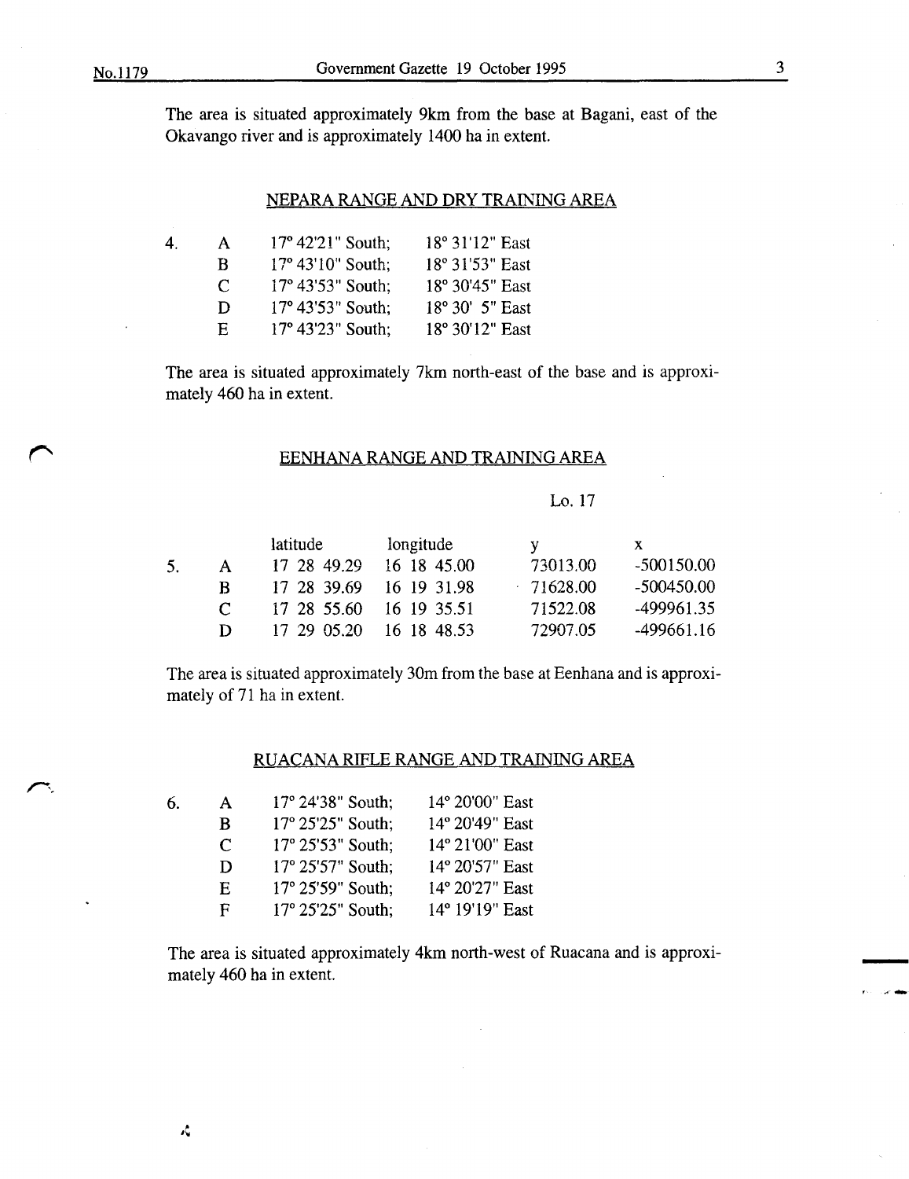The area is situated approximately 9km from the base at Bagani, east of the Okavango river and is approximately 1400 ha in extent.

## NEPARA RANGE AND DRY TRAINING AREA

| | | | |
|---|---|---|---|
| 4. | A | 17° 42'21" South; | 18° 31'12" East |
| | B | 17° 43'10" South; | 18° 31'53" East |
| | C | 17° 43'53" South; | 18° 30'45" East |
| | D | 17° 43'53" South; | 18° 30' 5" East |
| | E | 17° 43'23" South; | 18° 30'12" East |

The area is situated approximately 7km north-east of the base and is approximately 460 ha in extent.

## EENHANA RANGE AND TRAINING AREA

| | | | | Lo. 17 | |
|---|---|---|---|---|---|
| | | latitude | longitude | y | x |
| 5. | A | 17 28 49.29 | 16 18 45.00 | 73013.00 | -500150.00 |
| | B | 17 28 39.69 | 16 19 31.98 | 71628.00 | -500450.00 |
| | C | 17 28 55.60 | 16 19 35.51 | 71522.08 | -499961.35 |
| | D | 17 29 05.20 | 16 18 48.53 | 72907.05 | -499661.16 |

The area is situated approximately 30m from the base at Eenhana and is approximately of 71 ha in extent.

## RUACANA RIFLE RANGE AND TRAINING AREA

| | | | |
|---|---|---|---|
| 6. | A | 17° 24'38" South; | 14° 20'00" East |
| | B | 17° 25'25" South; | 14° 20'49" East |
| | C | 17° 25'53" South; | 14° 21'00" East |
| | D | 17° 25'57" South; | 14° 20'57" East |
| | E | 17° 25'59" South; | 14° 20'27" East |
| | F | 17° 25'25" South; | 14° 19'19" East |

The area is situated approximately 4km north-west of Ruacana and is approximately 460 ha in extent.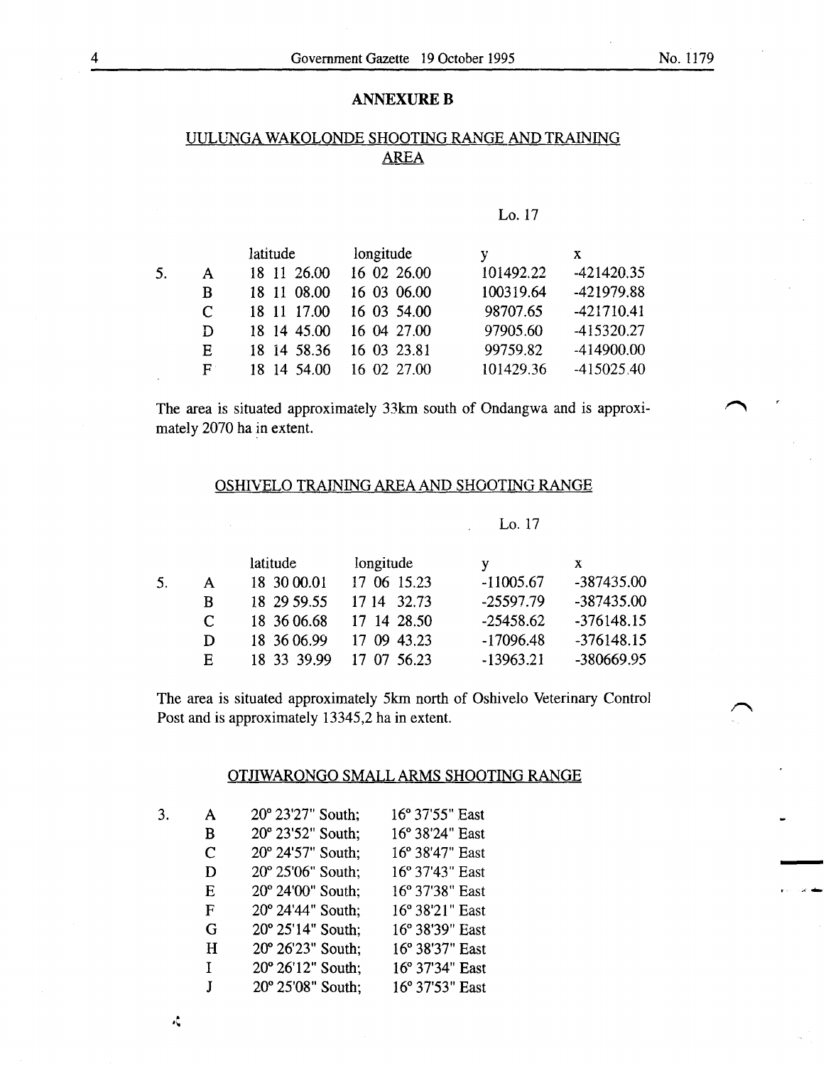## ANNEXURE B

### UULUNGA WAKOLONDE SHOOTING RANGE AND TRAINING AREA

Lo. 17

| | | latitude | longitude | y | x |
|---|---|---|---|---|---|
| 5. | A | 18 11 26.00 | 16 02 26.00 | 101492.22 | -421420.35 |
| | B | 18 11 08.00 | 16 03 06.00 | 100319.64 | -421979.88 |
| | C | 18 11 17.00 | 16 03 54.00 | 98707.65 | -421710.41 |
| | D | 18 14 45.00 | 16 04 27.00 | 97905.60 | -415320.27 |
| | E | 18 14 58.36 | 16 03 23.81 | 99759.82 | -414900.00 |
| | F | 18 14 54.00 | 16 02 27.00 | 101429.36 | -415025.40 |

The area is situated approximately 33km south of Ondangwa and is approximately 2070 ha in extent.

### OSHIVELO TRAINING AREA AND SHOOTING RANGE

Lo. 17

| | | latitude | longitude | y | x |
|---|---|---|---|---|---|
| 5. | A | 18 30 00.01 | 17 06 15.23 | -11005.67 | -387435.00 |
| | B | 18 29 59.55 | 17 14 32.73 | -25597.79 | -387435.00 |
| | C | 18 36 06.68 | 17 14 28.50 | -25458.62 | -376148.15 |
| | D | 18 36 06.99 | 17 09 43.23 | -17096.48 | -376148.15 |
| | E | 18 33 39.99 | 17 07 56.23 | -13963.21 | -380669.95 |

The area is situated approximately 5km north of Oshivelo Veterinary Control Post and is approximately 13345,2 ha in extent.

### OTJIWARONGO SMALL ARMS SHOOTING RANGE

| | | | |
|---|---|---|---|
| 3. | A | 20° 23'27" South; | 16° 37'55" East |
| | B | 20° 23'52" South; | 16° 38'24" East |
| | C | 20° 24'57" South; | 16° 38'47" East |
| | D | 20° 25'06" South; | 16° 37'43" East |
| | E | 20° 24'00" South; | 16° 37'38" East |
| | F | 20° 24'44" South; | 16° 38'21" East |
| | G | 20° 25'14" South; | 16° 38'39" East |
| | H | 20° 26'23" South; | 16° 38'37" East |
| | I | 20° 26'12" South; | 16° 37'34" East |
| | J | 20° 25'08" South; | 16° 37'53" East |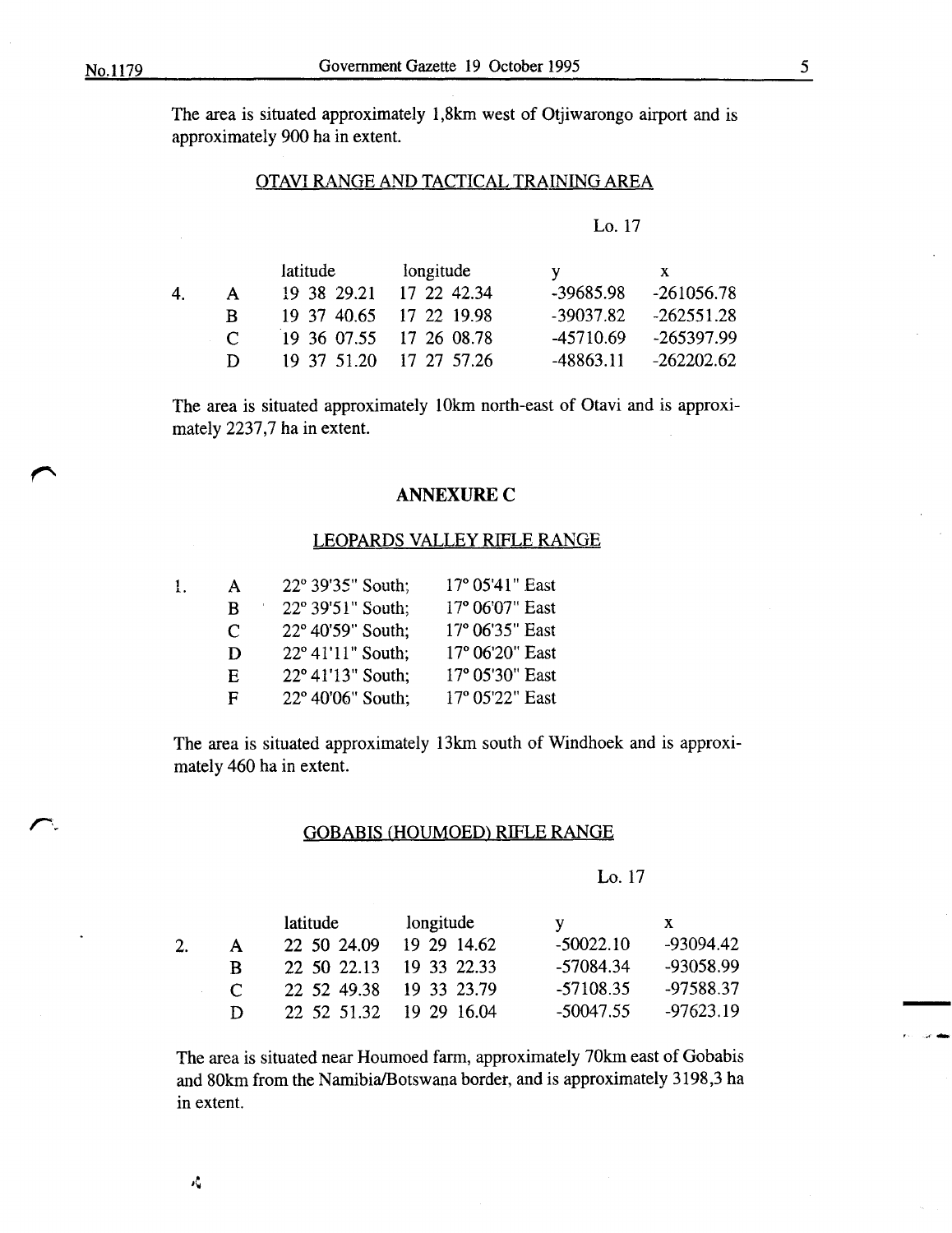The area is situated approximately 1,8km west of Otjiwarongo airport and is approximately 900 ha in extent.

### OTAVI RANGE AND TACTICAL TRAINING AREA

Lo. 17

| | | latitude | longitude | y | x |
|---|---|---|---|---|---|
| 4. | A | 19 38 29.21 | 17 22 42.34 | -39685.98 | -261056.78 |
| | B | 19 37 40.65 | 17 22 19.98 | -39037.82 | -262551.28 |
| | C | 19 36 07.55 | 17 26 08.78 | -45710.69 | -265397.99 |
| | D | 19 37 51.20 | 17 27 57.26 | -48863.11 | -262202.62 |

The area is situated approximately 10km north-east of Otavi and is approximately 2237,7 ha in extent.

## ANNEXURE C

### LEOPARDS VALLEY RIFLE RANGE

| | | | |
|---|---|---|---|
| 1. | A | 22° 39'35" South; | 17° 05'41" East |
| | B | 22° 39'51" South; | 17° 06'07" East |
| | C | 22° 40'59" South; | 17° 06'35" East |
| | D | 22° 41'11" South; | 17° 06'20" East |
| | E | 22° 41'13" South; | 17° 05'30" East |
| | F | 22° 40'06" South; | 17° 05'22" East |

The area is situated approximately 13km south of Windhoek and is approximately 460 ha in extent.

### GOBABIS (HOUMOED) RIFLE RANGE

Lo. 17

| | | latitude | longitude | y | x |
|---|---|---|---|---|---|
| 2. | A | 22 50 24.09 | 19 29 14.62 | -50022.10 | -93094.42 |
| | B | 22 50 22.13 | 19 33 22.33 | -57084.34 | -93058.99 |
| | C | 22 52 49.38 | 19 33 23.79 | -57108.35 | -97588.37 |
| | D | 22 52 51.32 | 19 29 16.04 | -50047.55 | -97623.19 |

The area is situated near Houmoed farm, approximately 70km east of Gobabis and 80km from the Namibia/Botswana border, and is approximately 3198,3 ha in extent.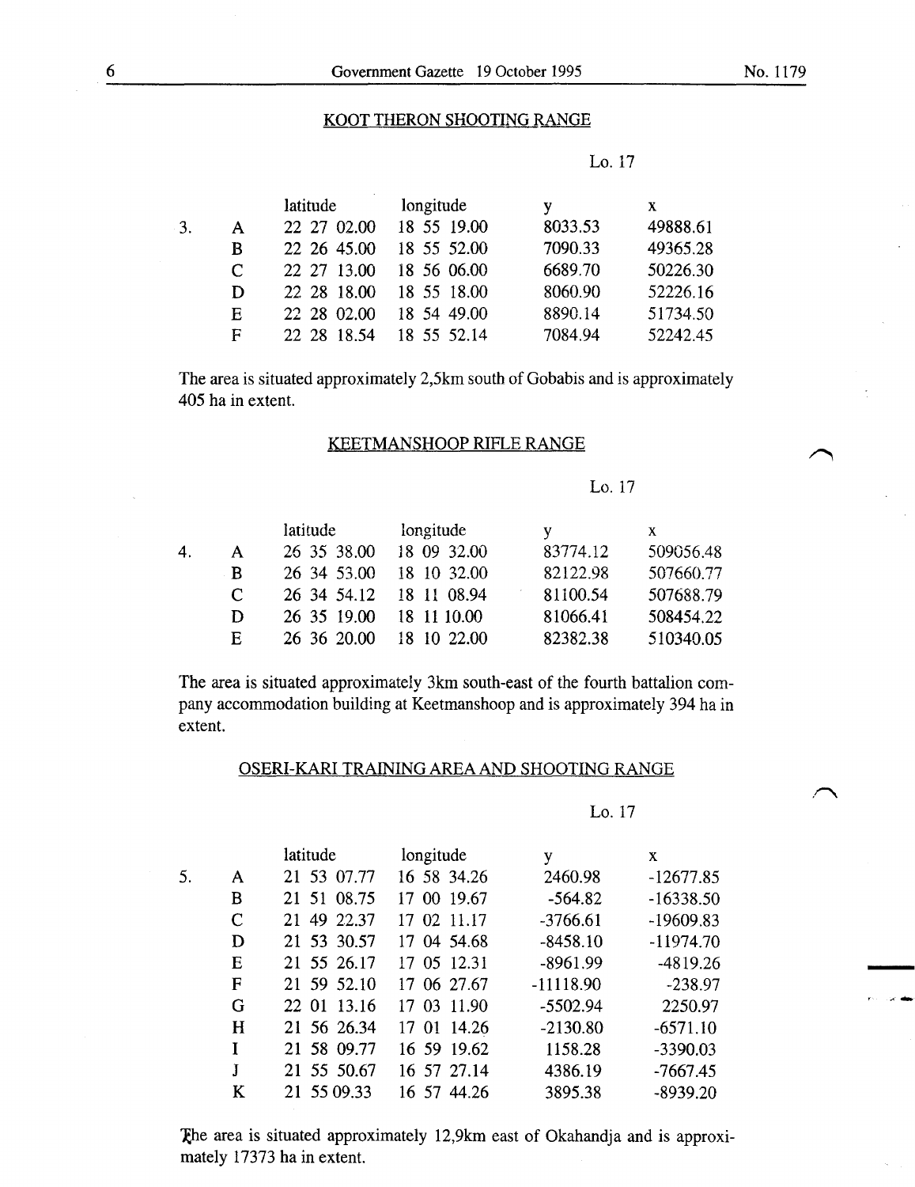## KOOT THERON SHOOTING RANGE

Lo. 17

| | | latitude | longitude | y | x |
|---|---|---|---|---|---|
| 3. | A | 22 27 02.00 | 18 55 19.00 | 8033.53 | 49888.61 |
| | B | 22 26 45.00 | 18 55 52.00 | 7090.33 | 49365.28 |
| | C | 22 27 13.00 | 18 56 06.00 | 6689.70 | 50226.30 |
| | D | 22 28 18.00 | 18 55 18.00 | 8060.90 | 52226.16 |
| | E | 22 28 02.00 | 18 54 49.00 | 8890.14 | 51734.50 |
| | F | 22 28 18.54 | 18 55 52.14 | 7084.94 | 52242.45 |

The area is situated approximately 2,5km south of Gobabis and is approximately 405 ha in extent.

## KEETMANSHOOP RIFLE RANGE

Lo. 17

| | | latitude | longitude | y | x |
|---|---|---|---|---|---|
| 4. | A | 26 35 38.00 | 18 09 32.00 | 83774.12 | 509056.48 |
| | B | 26 34 53.00 | 18 10 32.00 | 82122.98 | 507660.77 |
| | C | 26 34 54.12 | 18 11 08.94 | 81100.54 | 507688.79 |
| | D | 26 35 19.00 | 18 11 10.00 | 81066.41 | 508454.22 |
| | E | 26 36 20.00 | 18 10 22.00 | 82382.38 | 510340.05 |

The area is situated approximately 3km south-east of the fourth battalion company accommodation building at Keetmanshoop and is approximately 394 ha in extent.

## OSERI-KARI TRAINING AREA AND SHOOTING RANGE

Lo. 17

| | | latitude | longitude | y | x |
|---|---|---|---|---|---|
| 5. | A | 21 53 07.77 | 16 58 34.26 | 2460.98 | -12677.85 |
| | B | 21 51 08.75 | 17 00 19.67 | -564.82 | -16338.50 |
| | C | 21 49 22.37 | 17 02 11.17 | -3766.61 | -19609.83 |
| | D | 21 53 30.57 | 17 04 54.68 | -8458.10 | -11974.70 |
| | E | 21 55 26.17 | 17 05 12.31 | -8961.99 | -4819.26 |
| | F | 21 59 52.10 | 17 06 27.67 | -11118.90 | -238.97 |
| | G | 22 01 13.16 | 17 03 11.90 | -5502.94 | 2250.97 |
| | H | 21 56 26.34 | 17 01 14.26 | -2130.80 | -6571.10 |
| | I | 21 58 09.77 | 16 59 19.62 | 1158.28 | -3390.03 |
| | J | 21 55 50.67 | 16 57 27.14 | 4386.19 | -7667.45 |
| | K | 21 55 09.33 | 16 57 44.26 | 3895.38 | -8939.20 |

The area is situated approximately 12,9km east of Okahandja and is approximately 17373 ha in extent.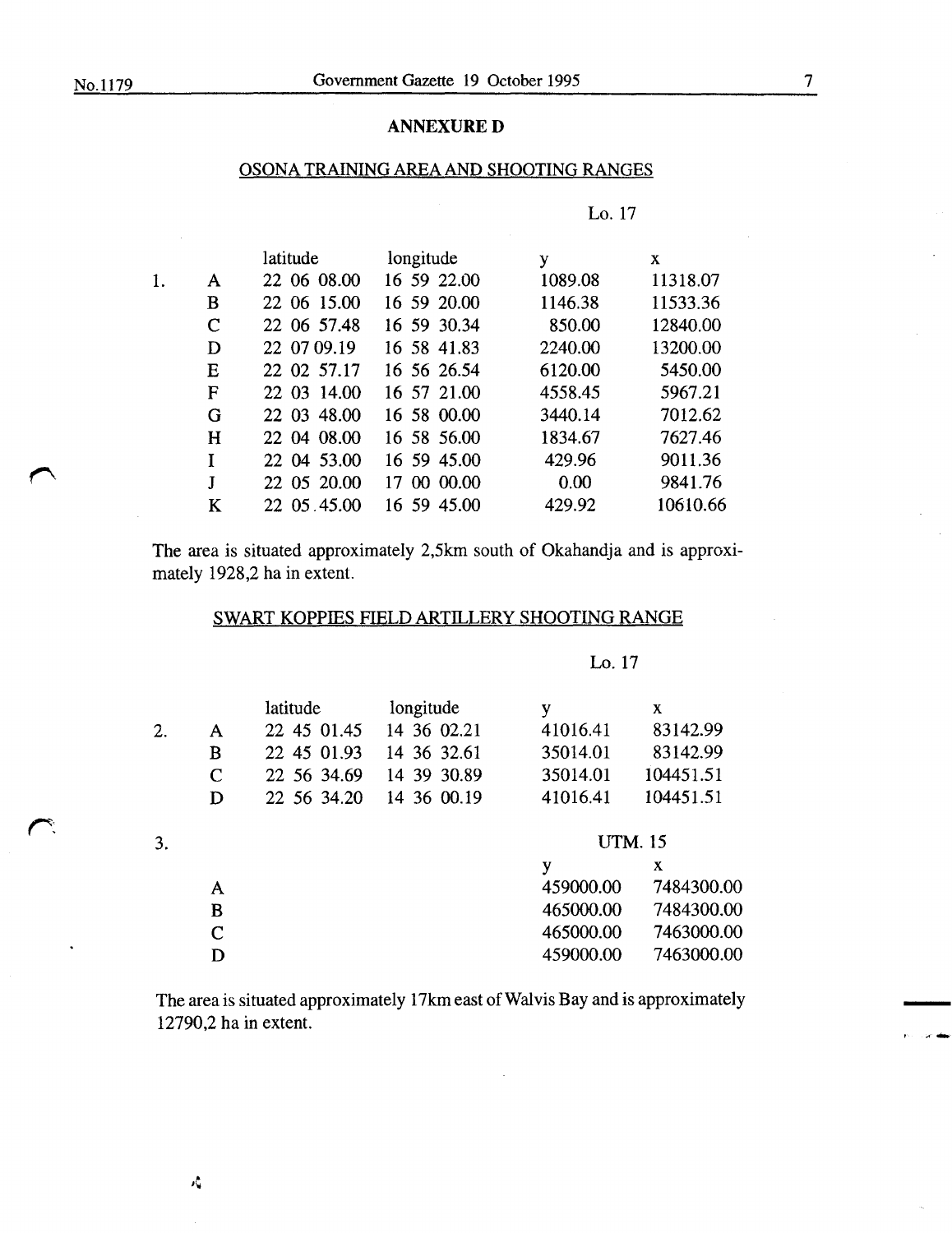## ANNEXURE D

### OSONA TRAINING AREA AND SHOOTING RANGES

| | | | | Lo. 17 | |
|---|---|---|---|---|---|
| | | latitude | longitude | y | x |
| 1. | A | 22 06 08.00 | 16 59 22.00 | 1089.08 | 11318.07 |
| | B | 22 06 15.00 | 16 59 20.00 | 1146.38 | 11533.36 |
| | C | 22 06 57.48 | 16 59 30.34 | 850.00 | 12840.00 |
| | D | 22 07 09.19 | 16 58 41.83 | 2240.00 | 13200.00 |
| | E | 22 02 57.17 | 16 56 26.54 | 6120.00 | 5450.00 |
| | F | 22 03 14.00 | 16 57 21.00 | 4558.45 | 5967.21 |
| | G | 22 03 48.00 | 16 58 00.00 | 3440.14 | 7012.62 |
| | H | 22 04 08.00 | 16 58 56.00 | 1834.67 | 7627.46 |
| | I | 22 04 53.00 | 16 59 45.00 | 429.96 | 9011.36 |
| | J | 22 05 20.00 | 17 00 00.00 | 0.00 | 9841.76 |
| | K | 22 05.45.00 | 16 59 45.00 | 429.92 | 10610.66 |

The area is situated approximately 2,5km south of Okahandja and is approximately 1928,2 ha in extent.

### SWART KOPPIES FIELD ARTILLERY SHOOTING RANGE

| | | | | Lo. 17 | |
|---|---|---|---|---|---|
| | | latitude | longitude | y | x |
| 2. | A | 22 45 01.45 | 14 36 02.21 | 41016.41 | 83142.99 |
| | B | 22 45 01.93 | 14 36 32.61 | 35014.01 | 83142.99 |
| | C | 22 56 34.69 | 14 39 30.89 | 35014.01 | 104451.51 |
| | D | 22 56 34.20 | 14 36 00.19 | 41016.41 | 104451.51 |

| | | UTM. 15 | |
|---|---|---|---|
| 3. | | y | x |
| | A | 459000.00 | 7484300.00 |
| | B | 465000.00 | 7484300.00 |
| | C | 465000.00 | 7463000.00 |
| | D | 459000.00 | 7463000.00 |

The area is situated approximately 17km east of Walvis Bay and is approximately 12790,2 ha in extent.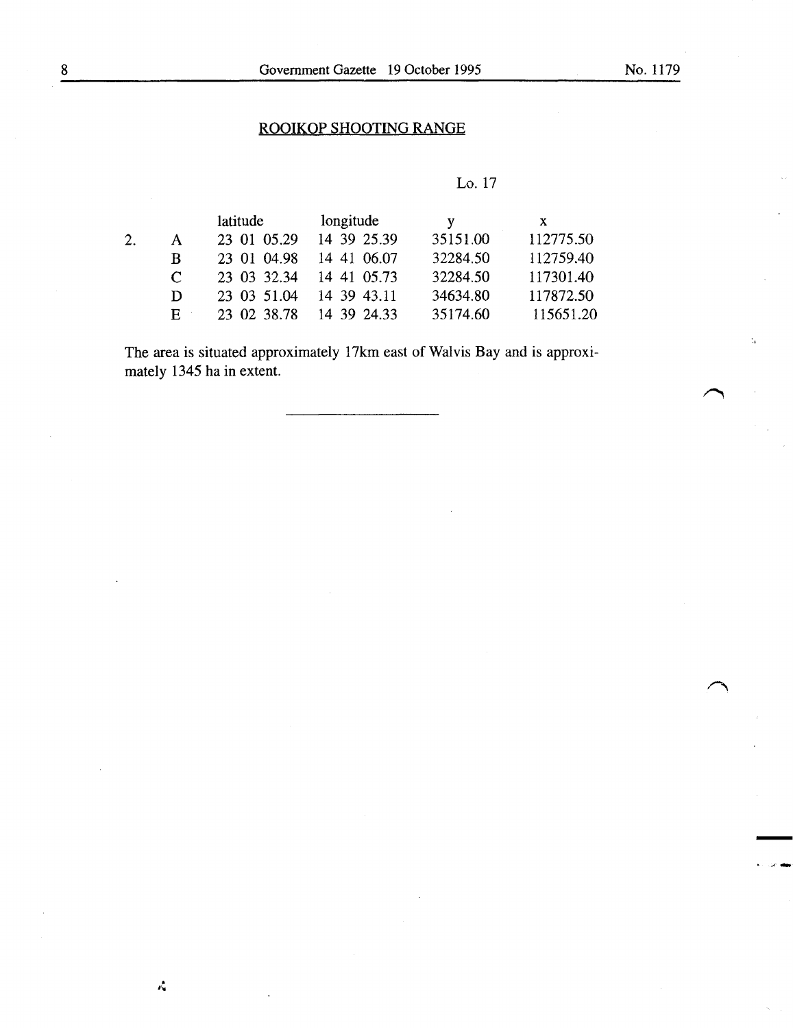## ROOIKOP SHOOTING RANGE

Lo. 17

| | | latitude | longitude | y | x |
|---|---|---|---|---|---|
| 2. | A | 23 01 05.29 | 14 39 25.39 | 35151.00 | 112775.50 |
| | B | 23 01 04.98 | 14 41 06.07 | 32284.50 | 112759.40 |
| | C | 23 03 32.34 | 14 41 05.73 | 32284.50 | 117301.40 |
| | D | 23 03 51.04 | 14 39 43.11 | 34634.80 | 117872.50 |
| | E | 23 02 38.78 | 14 39 24.33 | 35174.60 | 115651.20 |

The area is situated approximately 17km east of Walvis Bay and is approximately 1345 ha in extent.